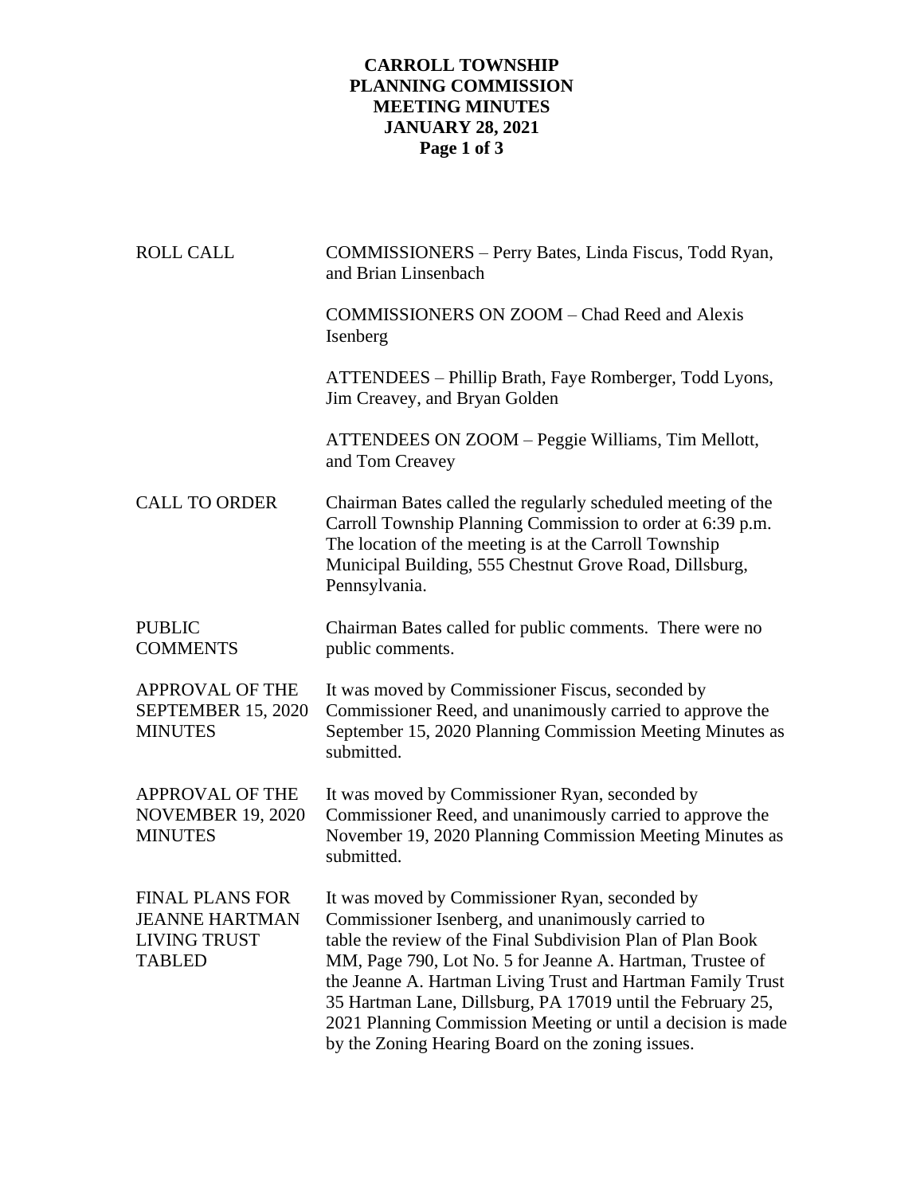# CARROLL TOWNSHIP
# PLANNING COMMISSION
# MEETING MINUTES
# JANUARY 28, 2021

| | |
|---|---|
| ROLL CALL | COMMISSIONERS – Perry Bates, Linda Fiscus, Todd Ryan, and Brian Linsenbach |
| | COMMISSIONERS ON ZOOM – Chad Reed and Alexis Isenberg |
| | ATTENDEES – Phillip Brath, Faye Romberger, Todd Lyons, Jim Creavey, and Bryan Golden |
| | ATTENDEES ON ZOOM – Peggie Williams, Tim Mellott, and Tom Creavey |
| CALL TO ORDER | Chairman Bates called the regularly scheduled meeting of the Carroll Township Planning Commission to order at 6:39 p.m. The location of the meeting is at the Carroll Township Municipal Building, 555 Chestnut Grove Road, Dillsburg, Pennsylvania. |
| PUBLIC COMMENTS | Chairman Bates called for public comments. There were no public comments. |
| APPROVAL OF THE SEPTEMBER 15, 2020 MINUTES | It was moved by Commissioner Fiscus, seconded by Commissioner Reed, and unanimously carried to approve the September 15, 2020 Planning Commission Meeting Minutes as submitted. |
| APPROVAL OF THE NOVEMBER 19, 2020 MINUTES | It was moved by Commissioner Ryan, seconded by Commissioner Reed, and unanimously carried to approve the November 19, 2020 Planning Commission Meeting Minutes as submitted. |
| FINAL PLANS FOR JEANNE HARTMAN LIVING TRUST TABLED | It was moved by Commissioner Ryan, seconded by Commissioner Isenberg, and unanimously carried to table the review of the Final Subdivision Plan of Plan Book MM, Page 790, Lot No. 5 for Jeanne A. Hartman, Trustee of the Jeanne A. Hartman Living Trust and Hartman Family Trust 35 Hartman Lane, Dillsburg, PA 17019 until the February 25, 2021 Planning Commission Meeting or until a decision is made by the Zoning Hearing Board on the zoning issues. |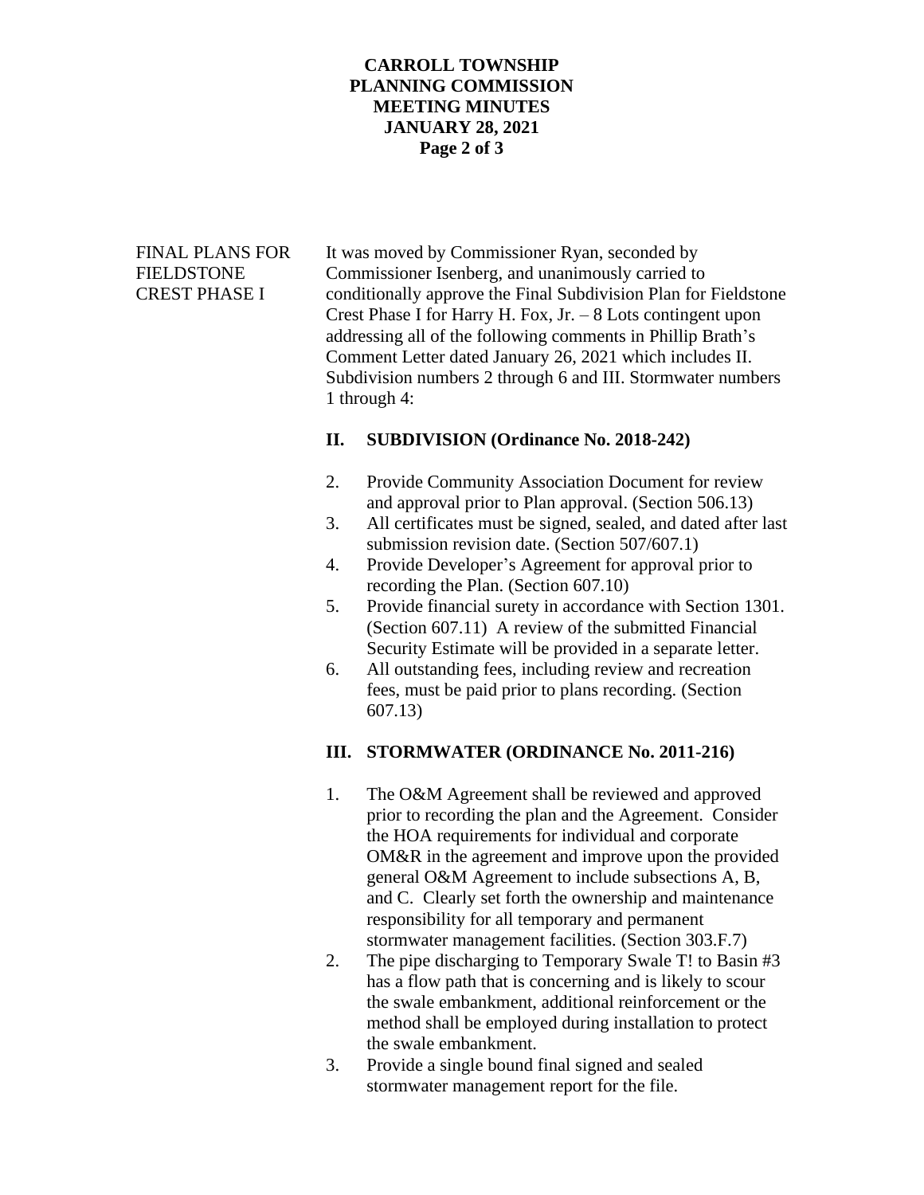**FINAL PLANS FOR FIELDSTONE CREST PHASE I**

It was moved by Commissioner Ryan, seconded by Commissioner Isenberg, and unanimously carried to conditionally approve the Final Subdivision Plan for Fieldstone Crest Phase I for Harry H. Fox, Jr. – 8 Lots contingent upon addressing all of the following comments in Phillip Brath's Comment Letter dated January 26, 2021 which includes II. Subdivision numbers 2 through 6 and III. Stormwater numbers 1 through 4:

**II. SUBDIVISION (Ordinance No. 2018-242)**

2. Provide Community Association Document for review and approval prior to Plan approval. (Section 506.13)
3. All certificates must be signed, sealed, and dated after last submission revision date. (Section 507/607.1)
4. Provide Developer's Agreement for approval prior to recording the Plan. (Section 607.10)
5. Provide financial surety in accordance with Section 1301. (Section 607.11) A review of the submitted Financial Security Estimate will be provided in a separate letter.
6. All outstanding fees, including review and recreation fees, must be paid prior to plans recording. (Section 607.13)

**III. STORMWATER (ORDINANCE No. 2011-216)**

1. The O&M Agreement shall be reviewed and approved prior to recording the plan and the Agreement. Consider the HOA requirements for individual and corporate OM&R in the agreement and improve upon the provided general O&M Agreement to include subsections A, B, and C. Clearly set forth the ownership and maintenance responsibility for all temporary and permanent stormwater management facilities. (Section 303.F.7)
2. The pipe discharging to Temporary Swale T! to Basin #3 has a flow path that is concerning and is likely to scour the swale embankment, additional reinforcement or the method shall be employed during installation to protect the swale embankment.
3. Provide a single bound final signed and sealed stormwater management report for the file.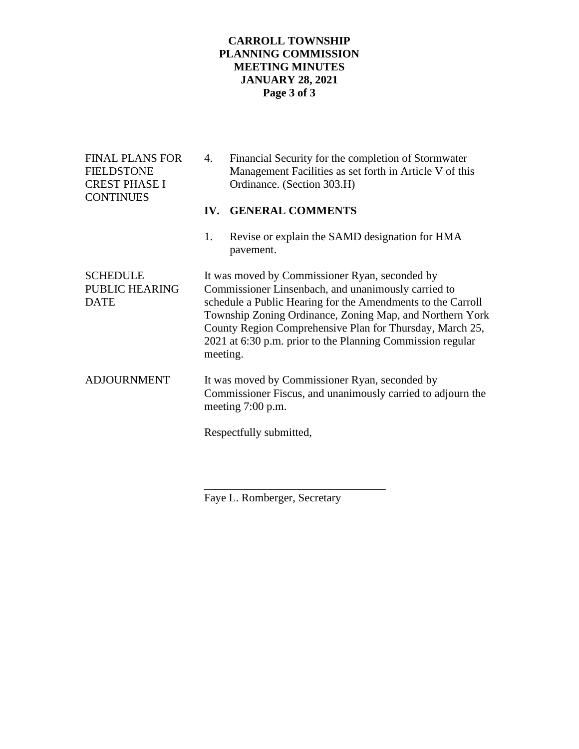FINAL PLANS FOR FIELDSTONE CREST PHASE I CONTINUES

4. Financial Security for the completion of Stormwater Management Facilities as set forth in Article V of this Ordinance. (Section 303.H)

**IV. GENERAL COMMENTS**

1. Revise or explain the SAMD designation for HMA pavement.

SCHEDULE PUBLIC HEARING DATE

It was moved by Commissioner Ryan, seconded by Commissioner Linsenbach, and unanimously carried to schedule a Public Hearing for the Amendments to the Carroll Township Zoning Ordinance, Zoning Map, and Northern York County Region Comprehensive Plan for Thursday, March 25, 2021 at 6:30 p.m. prior to the Planning Commission regular meeting.

ADJOURNMENT

It was moved by Commissioner Ryan, seconded by Commissioner Fiscus, and unanimously carried to adjourn the meeting 7:00 p.m.

Respectfully submitted,

\_\_\_\_\_\_\_\_\_\_\_\_\_\_\_\_\_\_\_\_\_\_\_\_\_\_\_\_\_\_\_\_

Faye L. Romberger, Secretary